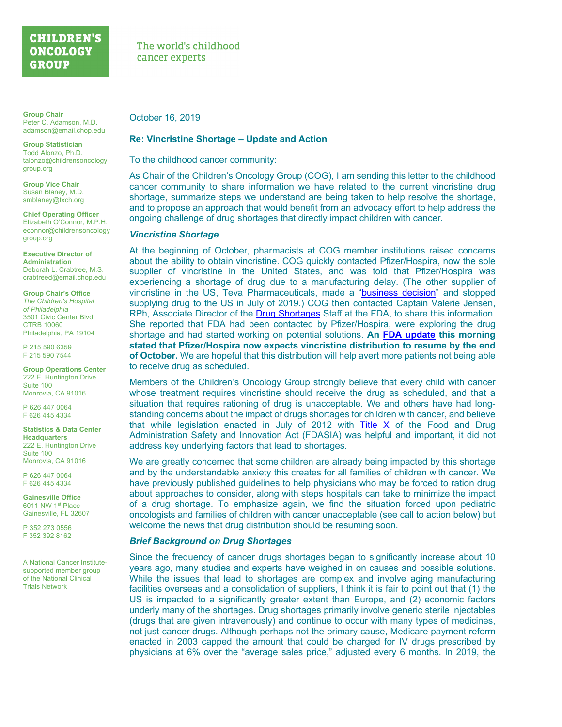**CHILDREN'S ONCOLOGY GROUP**

The world's childhood cancer experts

**Group Chair**
Peter C. Adamson, M.D.
adamson@email.chop.edu

**Group Statistician**
Todd Alonzo, Ph.D.
talonzo@childrensoncologygroup.org

**Group Vice Chair**
Susan Blaney, M.D.
smblaney@txch.org

**Chief Operating Officer**
Elizabeth O'Connor, M.P.H.
econnor@childrensoncologygroup.org

**Executive Director of Administration**
Deborah L. Crabtree, M.S.
crabtreed@email.chop.edu

**Group Chair's Office**
*The Children's Hospital of Philadelphia*
3501 Civic Center Blvd
CTRB 10060
Philadelphia, PA 19104

P 215 590 6359
F 215 590 7544

**Group Operations Center**
222 E. Huntington Drive
Suite 100
Monrovia, CA 91016

P 626 447 0064
F 626 445 4334

**Statistics & Data Center Headquarters**
222 E. Huntington Drive
Suite 100
Monrovia, CA 91016

P 626 447 0064
F 626 445 4334

**Gainesville Office**
6011 NW 1st Place
Gainesville, FL 32607

P 352 273 0556
F 352 392 8162

A National Cancer Institute-supported member group of the National Clinical Trials Network

October 16, 2019

**Re: Vincristine Shortage – Update and Action**

To the childhood cancer community:

As Chair of the Children's Oncology Group (COG), I am sending this letter to the childhood cancer community to share information we have related to the current vincristine drug shortage, summarize steps we understand are being taken to help resolve the shortage, and to propose an approach that would benefit from an advocacy effort to help address the ongoing challenge of drug shortages that directly impact children with cancer.

***Vincristine Shortage***

At the beginning of October, pharmacists at COG member institutions raised concerns about the ability to obtain vincristine. COG quickly contacted Pfizer/Hospira, now the sole supplier of vincristine in the United States, and was told that Pfizer/Hospira was experiencing a shortage of drug due to a manufacturing delay. (The other supplier of vincristine in the US, Teva Pharmaceuticals, made a "business decision" and stopped supplying drug to the US in July of 2019.) COG then contacted Captain Valerie Jensen, RPh, Associate Director of the Drug Shortages Staff at the FDA, to share this information. She reported that FDA had been contacted by Pfizer/Hospira, were exploring the drug shortage and had started working on potential solutions. **An FDA update this morning stated that Pfizer/Hospira now expects vincristine distribution to resume by the end of October.** We are hopeful that this distribution will help avert more patients not being able to receive drug as scheduled.

Members of the Children's Oncology Group strongly believe that every child with cancer whose treatment requires vincristine should receive the drug as scheduled, and that a situation that requires rationing of drug is unacceptable. We and others have had long-standing concerns about the impact of drugs shortages for children with cancer, and believe that while legislation enacted in July of 2012 with Title X of the Food and Drug Administration Safety and Innovation Act (FDASIA) was helpful and important, it did not address key underlying factors that lead to shortages.

We are greatly concerned that some children are already being impacted by this shortage and by the understandable anxiety this creates for all families of children with cancer. We have previously published guidelines to help physicians who may be forced to ration drug about approaches to consider, along with steps hospitals can take to minimize the impact of a drug shortage. To emphasize again, we find the situation forced upon pediatric oncologists and families of children with cancer unacceptable (see call to action below) but welcome the news that drug distribution should be resuming soon.

***Brief Background on Drug Shortages***

Since the frequency of cancer drugs shortages began to significantly increase about 10 years ago, many studies and experts have weighed in on causes and possible solutions. While the issues that lead to shortages are complex and involve aging manufacturing facilities overseas and a consolidation of suppliers, I think it is fair to point out that (1) the US is impacted to a significantly greater extent than Europe, and (2) economic factors underly many of the shortages. Drug shortages primarily involve generic sterile injectables (drugs that are given intravenously) and continue to occur with many types of medicines, not just cancer drugs. Although perhaps not the primary cause, Medicare payment reform enacted in 2003 capped the amount that could be charged for IV drugs prescribed by physicians at 6% over the "average sales price," adjusted every 6 months. In 2019, the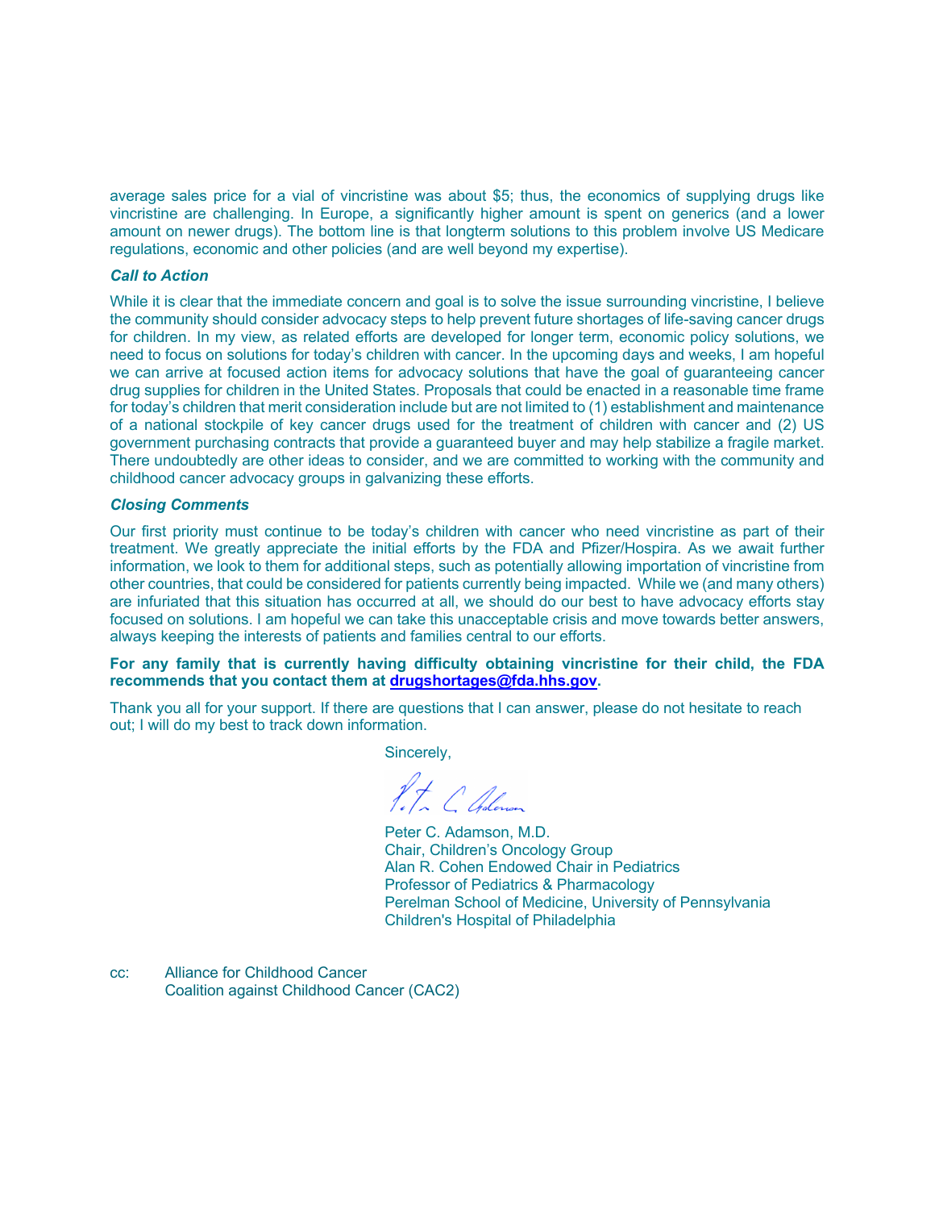average sales price for a vial of vincristine was about $5; thus, the economics of supplying drugs like vincristine are challenging. In Europe, a significantly higher amount is spent on generics (and a lower amount on newer drugs). The bottom line is that longterm solutions to this problem involve US Medicare regulations, economic and other policies (and are well beyond my expertise).

***Call to Action***

While it is clear that the immediate concern and goal is to solve the issue surrounding vincristine, I believe the community should consider advocacy steps to help prevent future shortages of life-saving cancer drugs for children. In my view, as related efforts are developed for longer term, economic policy solutions, we need to focus on solutions for today's children with cancer. In the upcoming days and weeks, I am hopeful we can arrive at focused action items for advocacy solutions that have the goal of guaranteeing cancer drug supplies for children in the United States. Proposals that could be enacted in a reasonable time frame for today's children that merit consideration include but are not limited to (1) establishment and maintenance of a national stockpile of key cancer drugs used for the treatment of children with cancer and (2) US government purchasing contracts that provide a guaranteed buyer and may help stabilize a fragile market. There undoubtedly are other ideas to consider, and we are committed to working with the community and childhood cancer advocacy groups in galvanizing these efforts.

***Closing Comments***

Our first priority must continue to be today's children with cancer who need vincristine as part of their treatment. We greatly appreciate the initial efforts by the FDA and Pfizer/Hospira. As we await further information, we look to them for additional steps, such as potentially allowing importation of vincristine from other countries, that could be considered for patients currently being impacted. While we (and many others) are infuriated that this situation has occurred at all, we should do our best to have advocacy efforts stay focused on solutions. I am hopeful we can take this unacceptable crisis and move towards better answers, always keeping the interests of patients and families central to our efforts.

**For any family that is currently having difficulty obtaining vincristine for their child, the FDA recommends that you contact them at drugshortages@fda.hhs.gov.**

Thank you all for your support. If there are questions that I can answer, please do not hesitate to reach out; I will do my best to track down information.

Sincerely,

Peter C. Adamson, M.D.
Chair, Children's Oncology Group
Alan R. Cohen Endowed Chair in Pediatrics
Professor of Pediatrics & Pharmacology
Perelman School of Medicine, University of Pennsylvania
Children's Hospital of Philadelphia

cc: Alliance for Childhood Cancer
Coalition against Childhood Cancer (CAC2)